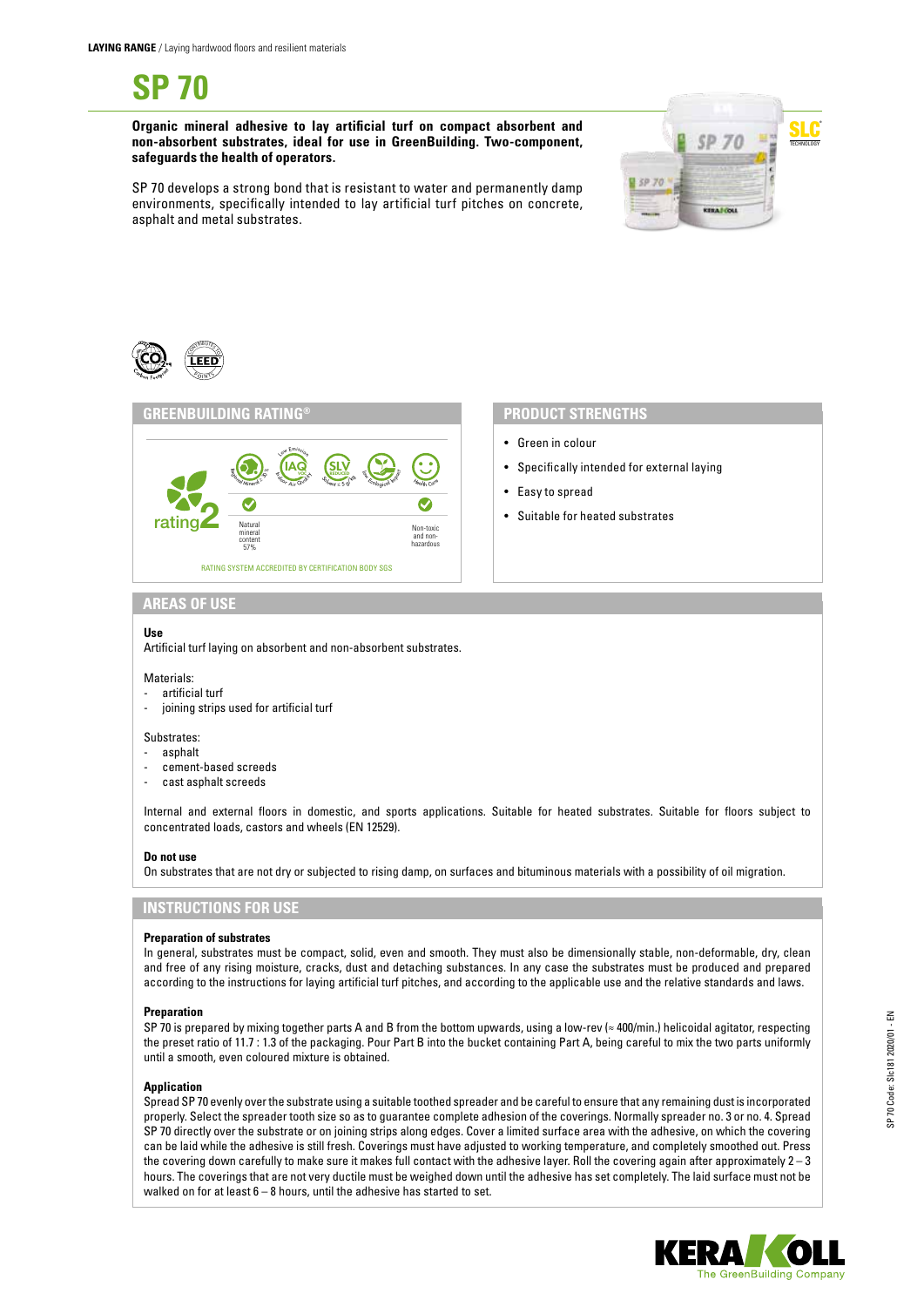**LAYING RANGE** / Laying hardwood floors and resilient materials

# SP 70

**Organic mineral adhesive to lay artificial turf on compact absorbent and non-absorbent substrates, ideal for use in GreenBuilding. Two-component, safeguards the health of operators.**

SP 70 develops a strong bond that is resistant to water and permanently damp environments, specifically intended to lay artificial turf pitches on concrete, asphalt and metal substrates.

## GREENBUILDING RATING®

rating 2

- Natural mineral content 57%
- Non-toxic and non-hazardous

RATING SYSTEM ACCREDITED BY CERTIFICATION BODY SGS

## PRODUCT STRENGTHS

- Green in colour
- Specifically intended for external laying
- Easy to spread
- Suitable for heated substrates

## AREAS OF USE

**Use**
Artificial turf laying on absorbent and non-absorbent substrates.

Materials:
- artificial turf
- joining strips used for artificial turf

Substrates:
- asphalt
- cement-based screeds
- cast asphalt screeds

Internal and external floors in domestic, and sports applications. Suitable for heated substrates. Suitable for floors subject to concentrated loads, castors and wheels (EN 12529).

**Do not use**
On substrates that are not dry or subjected to rising damp, on surfaces and bituminous materials with a possibility of oil migration.

## INSTRUCTIONS FOR USE

**Preparation of substrates**
In general, substrates must be compact, solid, even and smooth. They must also be dimensionally stable, non-deformable, dry, clean and free of any rising moisture, cracks, dust and detaching substances. In any case the substrates must be produced and prepared according to the instructions for laying artificial turf pitches, and according to the applicable use and the relative standards and laws.

**Preparation**
SP 70 is prepared by mixing together parts A and B from the bottom upwards, using a low-rev (≈ 400/min.) helicoidal agitator, respecting the preset ratio of 11.7 : 1.3 of the packaging. Pour Part B into the bucket containing Part A, being careful to mix the two parts uniformly until a smooth, even coloured mixture is obtained.

**Application**
Spread SP 70 evenly over the substrate using a suitable toothed spreader and be careful to ensure that any remaining dust is incorporated properly. Select the spreader tooth size so as to guarantee complete adhesion of the coverings. Normally spreader no. 3 or no. 4. Spread SP 70 directly over the substrate or on joining strips along edges. Cover a limited surface area with the adhesive, on which the covering can be laid while the adhesive is still fresh. Coverings must have adjusted to working temperature, and completely smoothed out. Press the covering down carefully to make sure it makes full contact with the adhesive layer. Roll the covering again after approximately 2 – 3 hours. The coverings that are not very ductile must be weighed down until the adhesive has set completely. The laid surface must not be walked on for at least 6 – 8 hours, until the adhesive has started to set.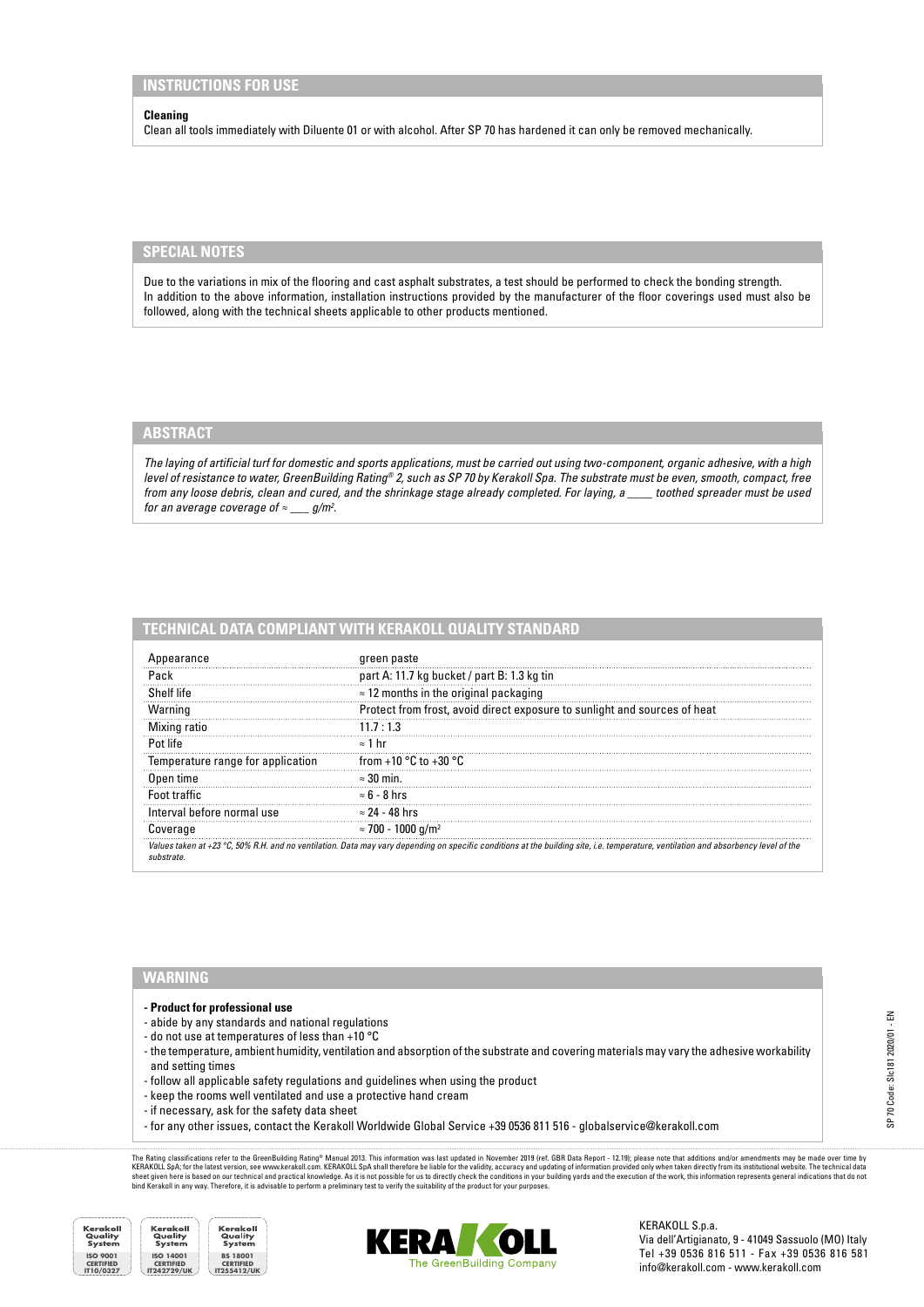## INSTRUCTIONS FOR USE

**Cleaning**

Clean all tools immediately with Diluente 01 or with alcohol. After SP 70 has hardened it can only be removed mechanically.

## SPECIAL NOTES

Due to the variations in mix of the flooring and cast asphalt substrates, a test should be performed to check the bonding strength.
In addition to the above information, installation instructions provided by the manufacturer of the floor coverings used must also be followed, along with the technical sheets applicable to other products mentioned.

## ABSTRACT

*The laying of artificial turf for domestic and sports applications, must be carried out using two-component, organic adhesive, with a high level of resistance to water, GreenBuilding Rating® 2, such as SP 70 by Kerakoll Spa. The substrate must be even, smooth, compact, free from any loose debris, clean and cured, and the shrinkage stage already completed. For laying, a ____ toothed spreader must be used for an average coverage of ≈ ___ g/m².*

## TECHNICAL DATA COMPLIANT WITH KERAKOLL QUALITY STANDARD

| | |
|---|---|
| Appearance | green paste |
| Pack | part A: 11.7 kg bucket / part B: 1.3 kg tin |
| Shelf life | ≈ 12 months in the original packaging |
| Warning | Protect from frost, avoid direct exposure to sunlight and sources of heat |
| Mixing ratio | 11.7 : 1.3 |
| Pot life | ≈ 1 hr |
| Temperature range for application | from +10 °C to +30 °C |
| Open time | ≈ 30 min. |
| Foot traffic | ≈ 6 - 8 hrs |
| Interval before normal use | ≈ 24 - 48 hrs |
| Coverage | ≈ 700 - 1000 g/m² |

*Values taken at +23 °C, 50% R.H. and no ventilation. Data may vary depending on specific conditions at the building site, i.e. temperature, ventilation and absorbency level of the substrate.*

## WARNING

- **Product for professional use**
- abide by any standards and national regulations
- do not use at temperatures of less than +10 °C
- the temperature, ambient humidity, ventilation and absorption of the substrate and covering materials may vary the adhesive workability and setting times
- follow all applicable safety regulations and guidelines when using the product
- keep the rooms well ventilated and use a protective hand cream
- if necessary, ask for the safety data sheet
- for any other issues, contact the Kerakoll Worldwide Global Service +39 0536 811 516 - globalservice@kerakoll.com

The Rating classifications refer to the GreenBuilding Rating® Manual 2013. This information was last updated in November 2019 (ref. GBR Data Report - 12.19); please note that additions and/or amendments may be made over time by KERAKOLL SpA; for the latest version, see www.kerakoll.com. KERAKOLL SpA shall therefore be liable for the validity, accuracy and updating of information provided only when taken directly from its institutional website. The technical data sheet given here is based on our technical and practical knowledge. As it is not possible for us to directly check the conditions in your building yards and the execution of the work, this information represents general indications that do not bind Kerakoll in any way. Therefore, it is advisable to perform a preliminary test to verify the suitability of the product for your purposes.

SP 70 Code: S1c181 2020/01 - EN

Kerakoll Quality System ISO 9001 CERTIFIED IT10/0327 — Kerakoll Quality System ISO 14001 CERTIFIED IT242729/UK — Kerakoll Quality System BS 18001 CERTIFIED IT255412/UK

KERAKOLL The GreenBuilding Company

KERAKOLL S.p.a.
Via dell'Artigianato, 9 - 41049 Sassuolo (MO) Italy
Tel +39 0536 816 511 - Fax +39 0536 816 581
info@kerakoll.com - www.kerakoll.com